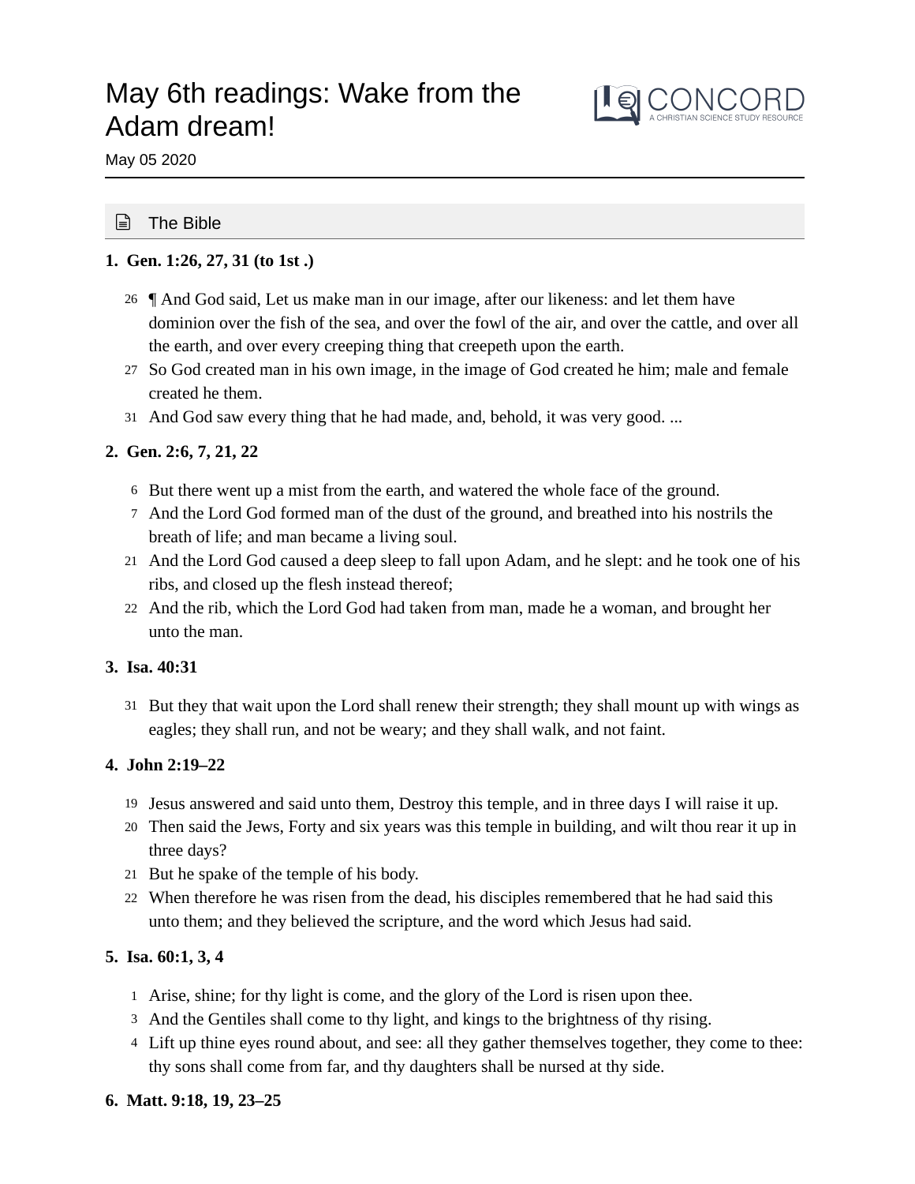# May 6th readings: Wake from the Adam dream!

May 05 2020

## The Bible

**1. Gen. 1:26, 27, 31 (to 1st .)**

26 ¶ And God said, Let us make man in our image, after our likeness: and let them have dominion over the fish of the sea, and over the fowl of the air, and over the cattle, and over all the earth, and over every creeping thing that creepeth upon the earth.

27 So God created man in his own image, in the image of God created he him; male and female created he them.

31 And God saw every thing that he had made, and, behold, it was very good. ...

**2. Gen. 2:6, 7, 21, 22**

6 But there went up a mist from the earth, and watered the whole face of the ground.

7 And the Lord God formed man of the dust of the ground, and breathed into his nostrils the breath of life; and man became a living soul.

21 And the Lord God caused a deep sleep to fall upon Adam, and he slept: and he took one of his ribs, and closed up the flesh instead thereof;

22 And the rib, which the Lord God had taken from man, made he a woman, and brought her unto the man.

**3. Isa. 40:31**

31 But they that wait upon the Lord shall renew their strength; they shall mount up with wings as eagles; they shall run, and not be weary; and they shall walk, and not faint.

**4. John 2:19–22**

19 Jesus answered and said unto them, Destroy this temple, and in three days I will raise it up.

20 Then said the Jews, Forty and six years was this temple in building, and wilt thou rear it up in three days?

21 But he spake of the temple of his body.

22 When therefore he was risen from the dead, his disciples remembered that he had said this unto them; and they believed the scripture, and the word which Jesus had said.

**5. Isa. 60:1, 3, 4**

1 Arise, shine; for thy light is come, and the glory of the Lord is risen upon thee.

3 And the Gentiles shall come to thy light, and kings to the brightness of thy rising.

4 Lift up thine eyes round about, and see: all they gather themselves together, they come to thee: thy sons shall come from far, and thy daughters shall be nursed at thy side.

**6. Matt. 9:18, 19, 23–25**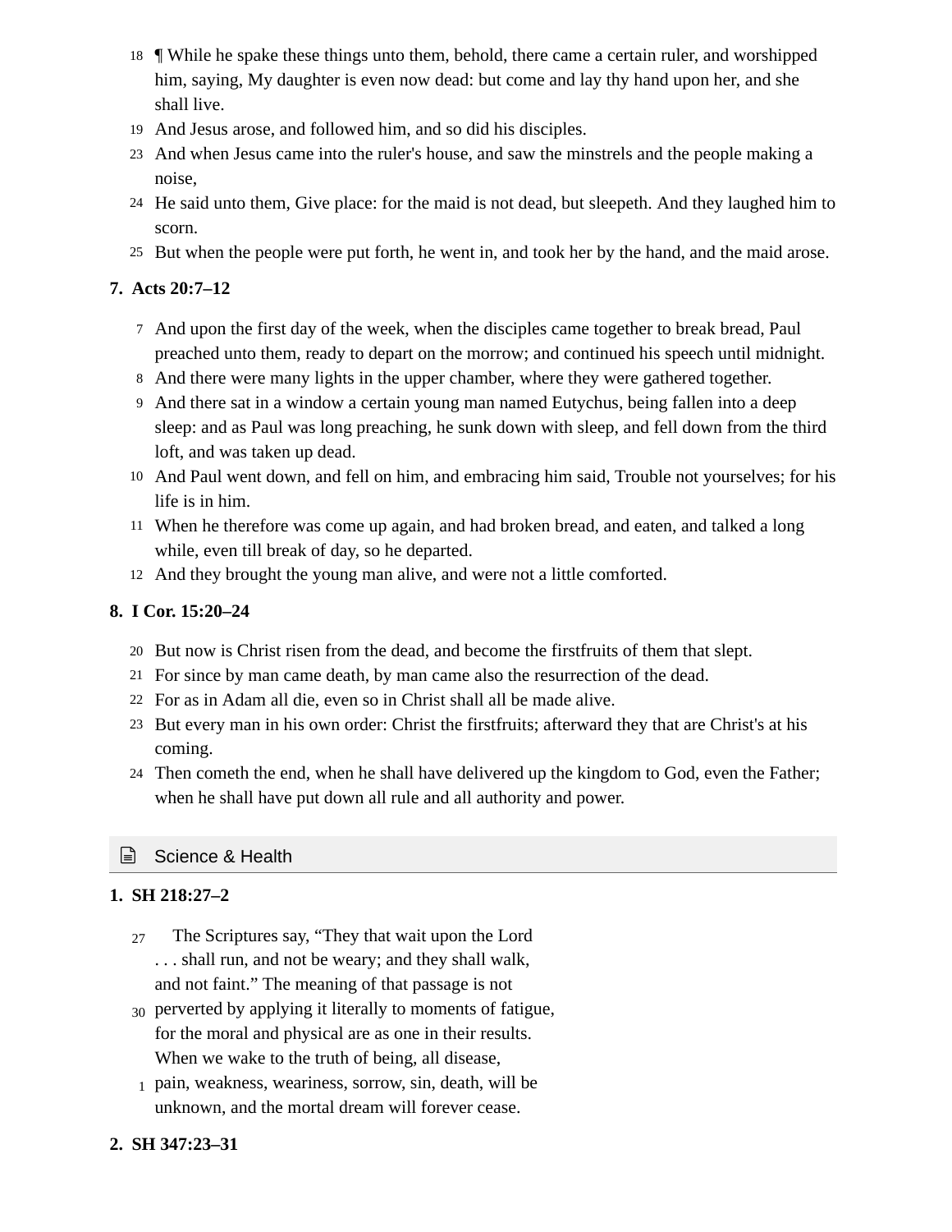18 ¶ While he spake these things unto them, behold, there came a certain ruler, and worshipped him, saying, My daughter is even now dead: but come and lay thy hand upon her, and she shall live.

19 And Jesus arose, and followed him, and so did his disciples.

23 And when Jesus came into the ruler's house, and saw the minstrels and the people making a noise,

24 He said unto them, Give place: for the maid is not dead, but sleepeth. And they laughed him to scorn.

25 But when the people were put forth, he went in, and took her by the hand, and the maid arose.

**7. Acts 20:7–12**

7 And upon the first day of the week, when the disciples came together to break bread, Paul preached unto them, ready to depart on the morrow; and continued his speech until midnight.

8 And there were many lights in the upper chamber, where they were gathered together.

9 And there sat in a window a certain young man named Eutychus, being fallen into a deep sleep: and as Paul was long preaching, he sunk down with sleep, and fell down from the third loft, and was taken up dead.

10 And Paul went down, and fell on him, and embracing him said, Trouble not yourselves; for his life is in him.

11 When he therefore was come up again, and had broken bread, and eaten, and talked a long while, even till break of day, so he departed.

12 And they brought the young man alive, and were not a little comforted.

**8. I Cor. 15:20–24**

20 But now is Christ risen from the dead, and become the firstfruits of them that slept.

21 For since by man came death, by man came also the resurrection of the dead.

22 For as in Adam all die, even so in Christ shall all be made alive.

23 But every man in his own order: Christ the firstfruits; afterward they that are Christ's at his coming.

24 Then cometh the end, when he shall have delivered up the kingdom to God, even the Father; when he shall have put down all rule and all authority and power.

## Science & Health

**1. SH 218:27–2**

27 The Scriptures say, "They that wait upon the Lord . . . shall run, and not be weary; and they shall walk, and not faint." The meaning of that passage is not
30 perverted by applying it literally to moments of fatigue, for the moral and physical are as one in their results. When we wake to the truth of being, all disease,
1 pain, weakness, weariness, sorrow, sin, death, will be unknown, and the mortal dream will forever cease.

**2. SH 347:23–31**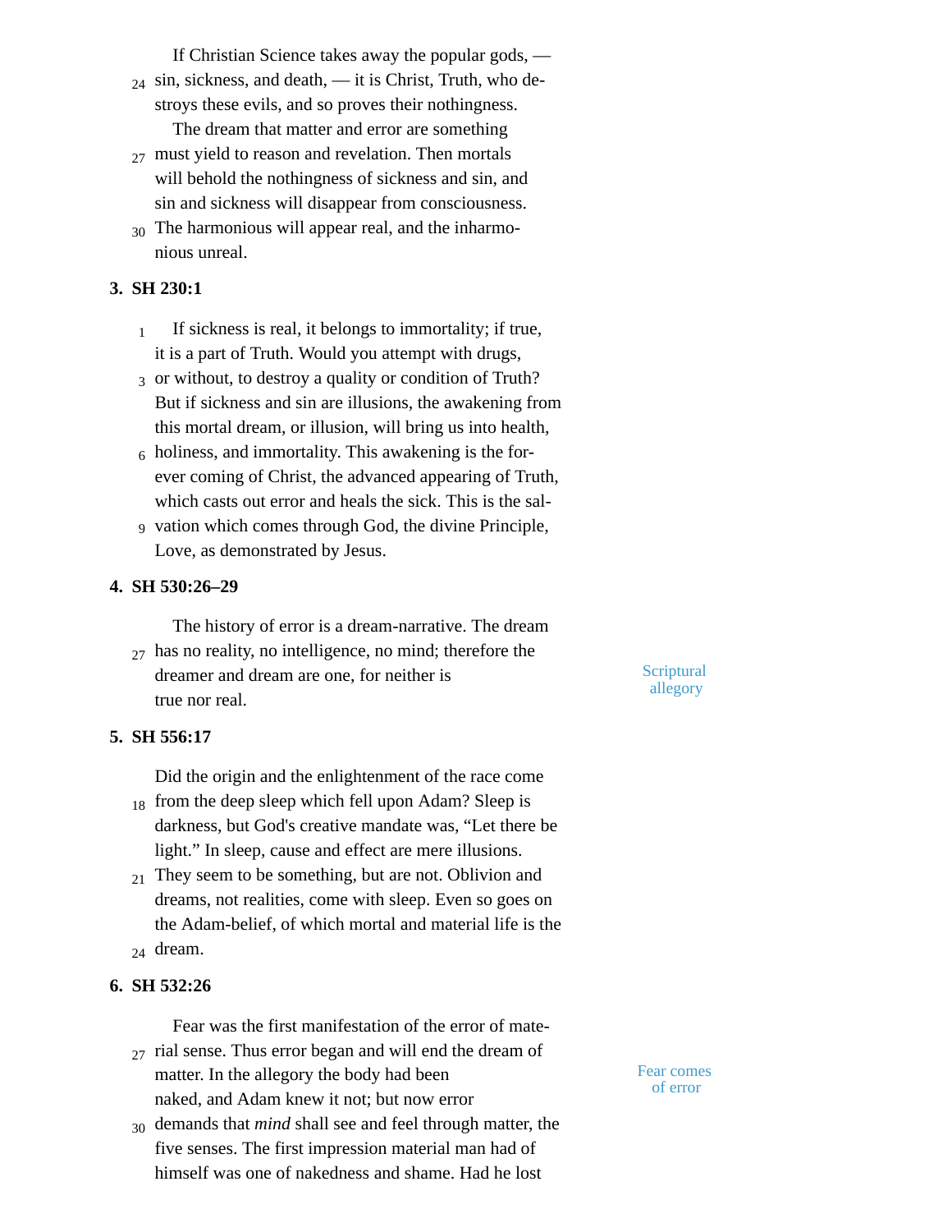If Christian Science takes away the popular gods, — sin, sickness, and death, — it is Christ, Truth, who destroys these evils, and so proves their nothingness.

The dream that matter and error are something must yield to reason and revelation. Then mortals will behold the nothingness of sickness and sin, and sin and sickness will disappear from consciousness. The harmonious will appear real, and the inharmonious unreal.

**3. SH 230:1**

If sickness is real, it belongs to immortality; if true, it is a part of Truth. Would you attempt with drugs, or without, to destroy a quality or condition of Truth? But if sickness and sin are illusions, the awakening from this mortal dream, or illusion, will bring us into health, holiness, and immortality. This awakening is the forever coming of Christ, the advanced appearing of Truth, which casts out error and heals the sick. This is the salvation which comes through God, the divine Principle, Love, as demonstrated by Jesus.

**4. SH 530:26–29**

Scriptural allegory

The history of error is a dream-narrative. The dream has no reality, no intelligence, no mind; therefore the dreamer and dream are one, for neither is true nor real.

**5. SH 556:17**

Did the origin and the enlightenment of the race come from the deep sleep which fell upon Adam? Sleep is darkness, but God's creative mandate was, "Let there be light." In sleep, cause and effect are mere illusions. They seem to be something, but are not. Oblivion and dreams, not realities, come with sleep. Even so goes on the Adam-belief, of which mortal and material life is the dream.

**6. SH 532:26**

Fear comes of error

Fear was the first manifestation of the error of material sense. Thus error began and will end the dream of matter. In the allegory the body had been naked, and Adam knew it not; but now error demands that *mind* shall see and feel through matter, the five senses. The first impression material man had of himself was one of nakedness and shame. Had he lost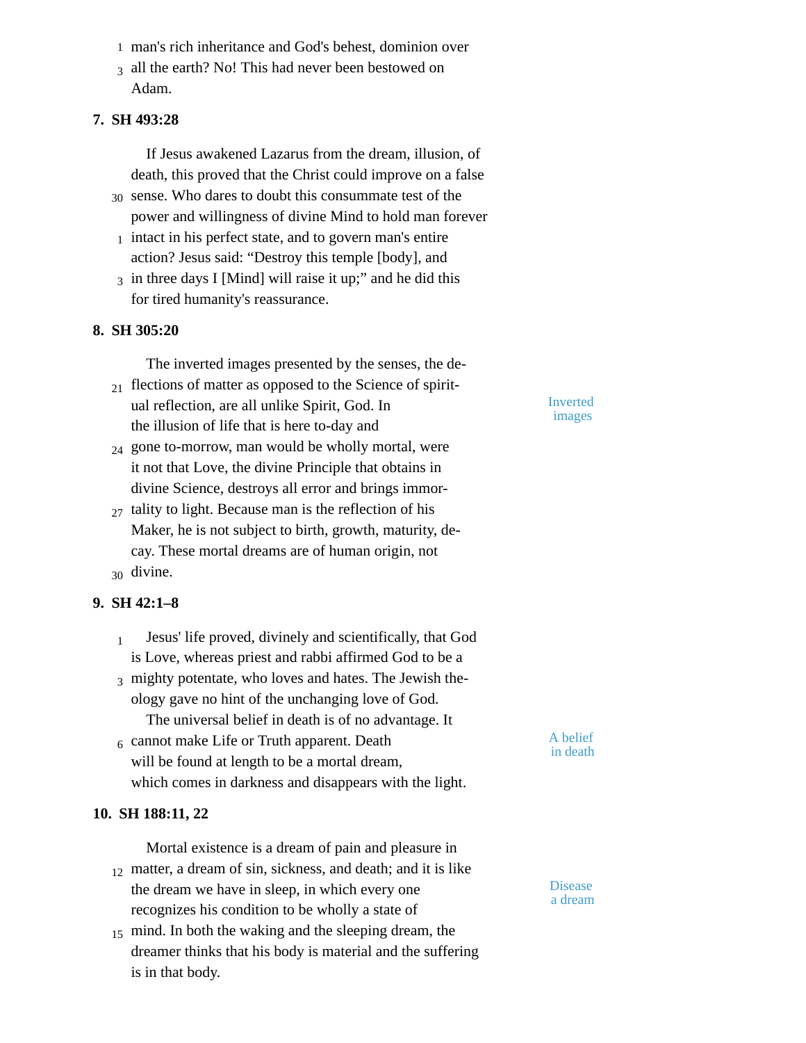man's rich inheritance and God's behest, dominion over all the earth? No! This had never been bestowed on Adam.

**7. SH 493:28**

If Jesus awakened Lazarus from the dream, illusion, of death, this proved that the Christ could improve on a false sense. Who dares to doubt this consummate test of the power and willingness of divine Mind to hold man forever intact in his perfect state, and to govern man's entire action? Jesus said: "Destroy this temple [body], and in three days I [Mind] will raise it up;" and he did this for tired humanity's reassurance.

**8. SH 305:20**

*Inverted images*

The inverted images presented by the senses, the deflections of matter as opposed to the Science of spiritual reflection, are all unlike Spirit, God. In the illusion of life that is here to-day and gone to-morrow, man would be wholly mortal, were it not that Love, the divine Principle that obtains in divine Science, destroys all error and brings immortality to light. Because man is the reflection of his Maker, he is not subject to birth, growth, maturity, decay. These mortal dreams are of human origin, not divine.

**9. SH 42:1–8**

Jesus' life proved, divinely and scientifically, that God is Love, whereas priest and rabbi affirmed God to be a mighty potentate, who loves and hates. The Jewish theology gave no hint of the unchanging love of God.

*A belief in death*

The universal belief in death is of no advantage. It cannot make Life or Truth apparent. Death will be found at length to be a mortal dream, which comes in darkness and disappears with the light.

**10. SH 188:11, 22**

*Disease a dream*

Mortal existence is a dream of pain and pleasure in matter, a dream of sin, sickness, and death; and it is like the dream we have in sleep, in which every one recognizes his condition to be wholly a state of mind. In both the waking and the sleeping dream, the dreamer thinks that his body is material and the suffering is in that body.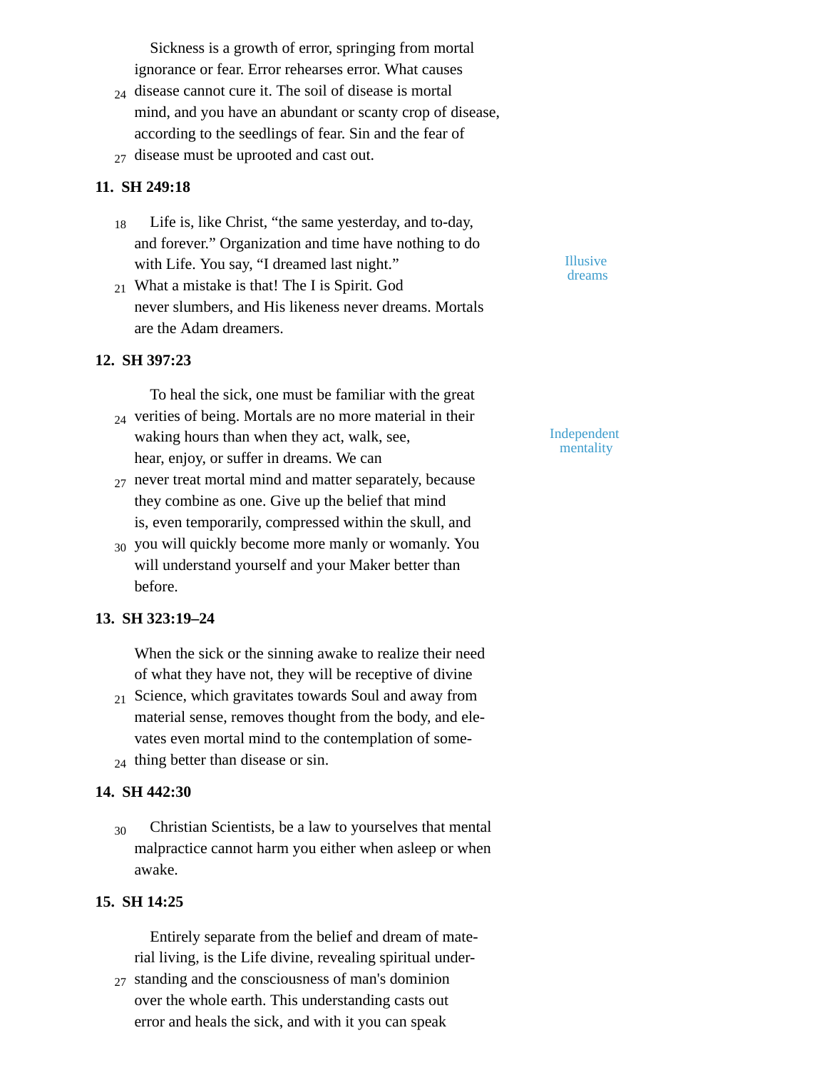Sickness is a growth of error, springing from mortal ignorance or fear. Error rehearses error. What causes disease cannot cure it. The soil of disease is mortal mind, and you have an abundant or scanty crop of disease, according to the seedlings of fear. Sin and the fear of disease must be uprooted and cast out.

**11. SH 249:18**

Illusive dreams

Life is, like Christ, "the same yesterday, and to-day, and forever." Organization and time have nothing to do with Life. You say, "I dreamed last night." What a mistake is that! The I is Spirit. God never slumbers, and His likeness never dreams. Mortals are the Adam dreamers.

**12. SH 397:23**

Independent mentality

To heal the sick, one must be familiar with the great verities of being. Mortals are no more material in their waking hours than when they act, walk, see, hear, enjoy, or suffer in dreams. We can never treat mortal mind and matter separately, because they combine as one. Give up the belief that mind is, even temporarily, compressed within the skull, and you will quickly become more manly or womanly. You will understand yourself and your Maker better than before.

**13. SH 323:19–24**

When the sick or the sinning awake to realize their need of what they have not, they will be receptive of divine Science, which gravitates towards Soul and away from material sense, removes thought from the body, and elevates even mortal mind to the contemplation of something better than disease or sin.

**14. SH 442:30**

Christian Scientists, be a law to yourselves that mental malpractice cannot harm you either when asleep or when awake.

**15. SH 14:25**

Entirely separate from the belief and dream of material living, is the Life divine, revealing spiritual understanding and the consciousness of man's dominion over the whole earth. This understanding casts out error and heals the sick, and with it you can speak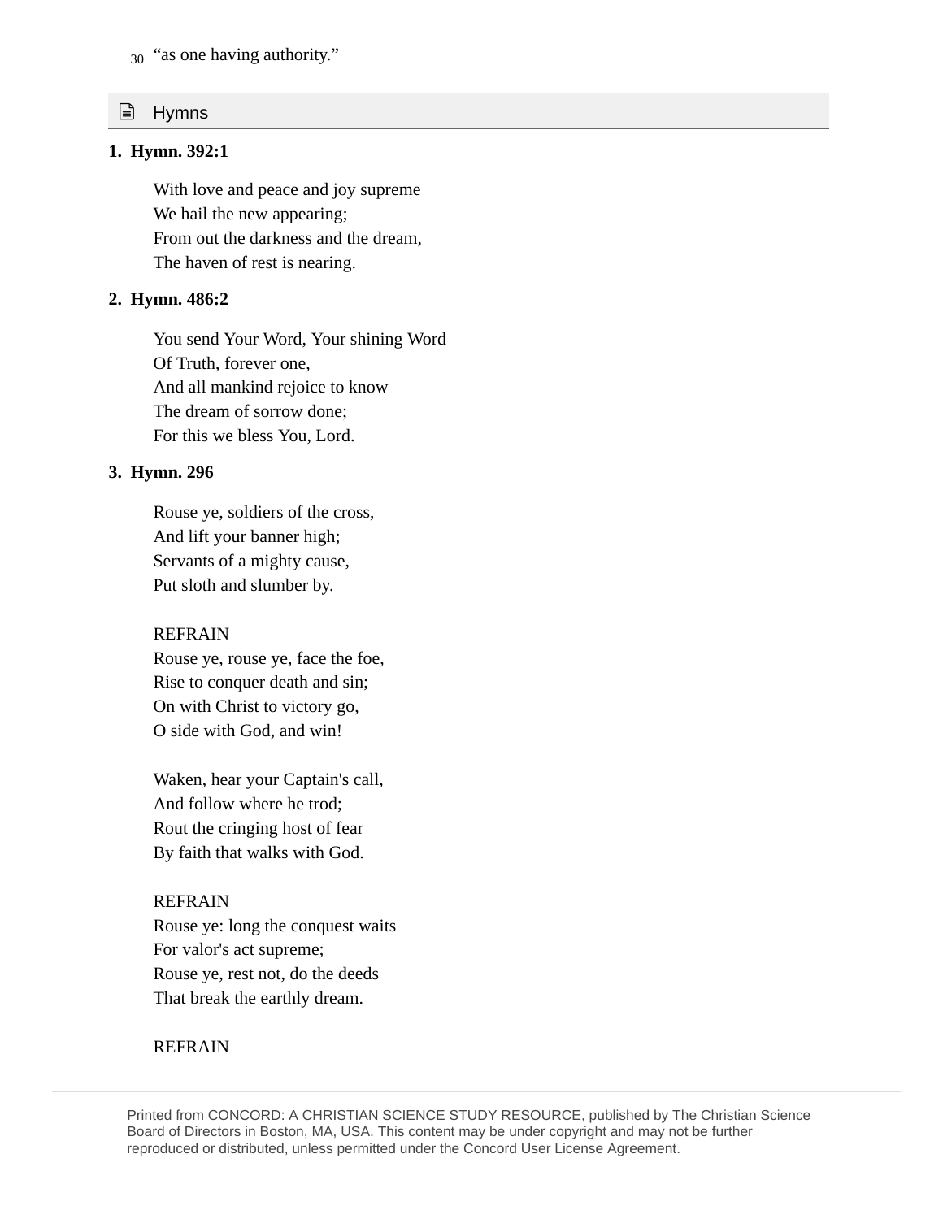30 “as one having authority.”

## Hymns

**1. Hymn. 392:1**

With love and peace and joy supreme
We hail the new appearing;
From out the darkness and the dream,
The haven of rest is nearing.

**2. Hymn. 486:2**

You send Your Word, Your shining Word
Of Truth, forever one,
And all mankind rejoice to know
The dream of sorrow done;
For this we bless You, Lord.

**3. Hymn. 296**

Rouse ye, soldiers of the cross,
And lift your banner high;
Servants of a mighty cause,
Put sloth and slumber by.

REFRAIN
Rouse ye, rouse ye, face the foe,
Rise to conquer death and sin;
On with Christ to victory go,
O side with God, and win!

Waken, hear your Captain's call,
And follow where he trod;
Rout the cringing host of fear
By faith that walks with God.

REFRAIN
Rouse ye: long the conquest waits
For valor's act supreme;
Rouse ye, rest not, do the deeds
That break the earthly dream.

REFRAIN

Printed from CONCORD: A CHRISTIAN SCIENCE STUDY RESOURCE, published by The Christian Science Board of Directors in Boston, MA, USA. This content may be under copyright and may not be further reproduced or distributed, unless permitted under the Concord User License Agreement.